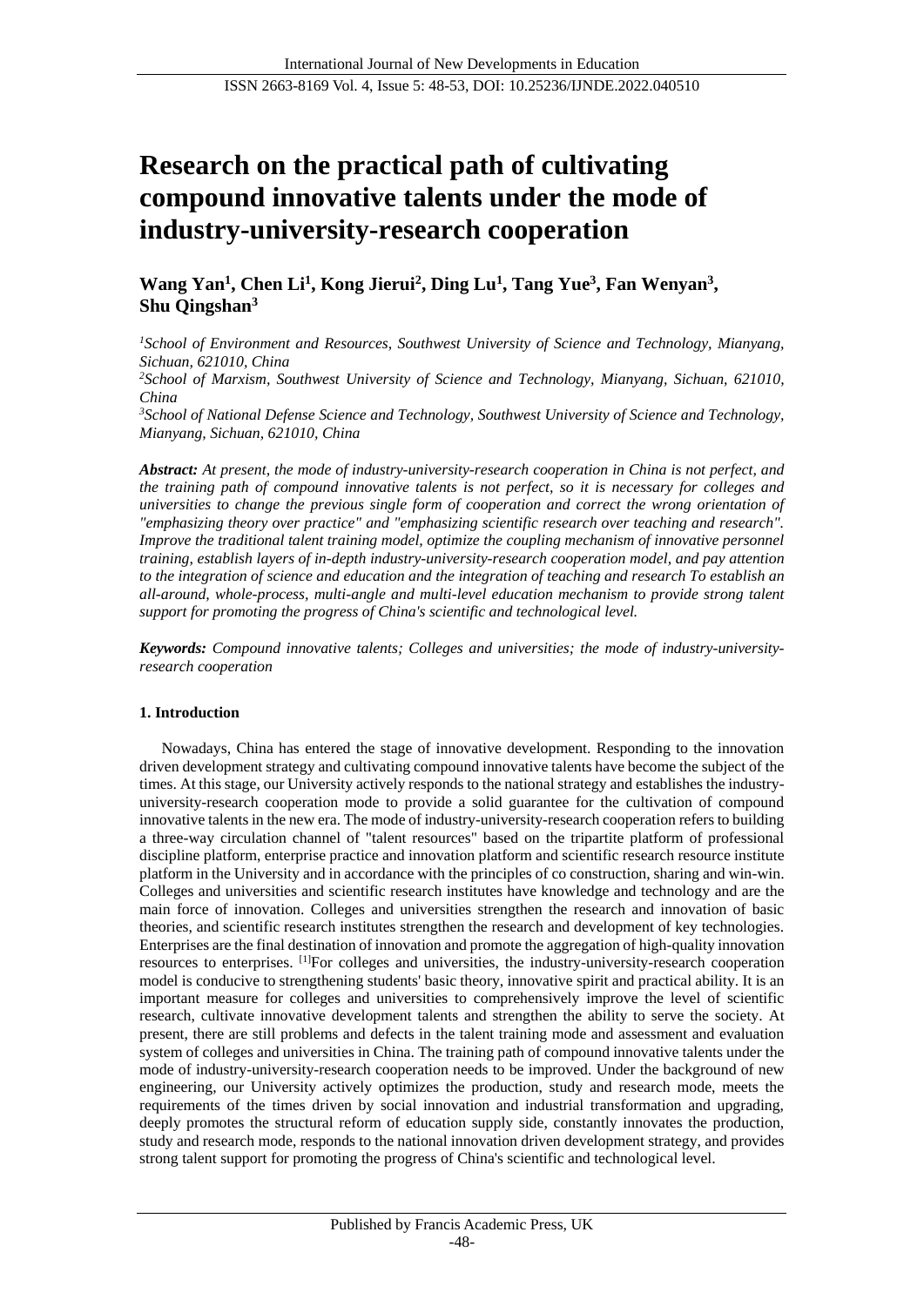# Research on the practical path of cultivating compound innovative talents under the mode of industry-university-research cooperation

**Wang Yan[1], Chen Li[1], Kong Jierui[2], Ding Lu[1], Tang Yue[3], Fan Wenyan[3], Shu Qingshan[3]**

*[1]School of Environment and Resources, Southwest University of Science and Technology, Mianyang, Sichuan, 621010, China*

*[2]School of Marxism, Southwest University of Science and Technology, Mianyang, Sichuan, 621010, China*

*[3]School of National Defense Science and Technology, Southwest University of Science and Technology, Mianyang, Sichuan, 621010, China*

***Abstract:*** *At present, the mode of industry-university-research cooperation in China is not perfect, and the training path of compound innovative talents is not perfect, so it is necessary for colleges and universities to change the previous single form of cooperation and correct the wrong orientation of "emphasizing theory over practice" and "emphasizing scientific research over teaching and research". Improve the traditional talent training model, optimize the coupling mechanism of innovative personnel training, establish layers of in-depth industry-university-research cooperation model, and pay attention to the integration of science and education and the integration of teaching and research To establish an all-around, whole-process, multi-angle and multi-level education mechanism to provide strong talent support for promoting the progress of China's scientific and technological level.*

***Keywords:*** *Compound innovative talents; Colleges and universities; the mode of industry-university-research cooperation*

## 1. Introduction

Nowadays, China has entered the stage of innovative development. Responding to the innovation driven development strategy and cultivating compound innovative talents have become the subject of the times. At this stage, our University actively responds to the national strategy and establishes the industry-university-research cooperation mode to provide a solid guarantee for the cultivation of compound innovative talents in the new era. The mode of industry-university-research cooperation refers to building a three-way circulation channel of "talent resources" based on the tripartite platform of professional discipline platform, enterprise practice and innovation platform and scientific research resource institute platform in the University and in accordance with the principles of co construction, sharing and win-win. Colleges and universities and scientific research institutes have knowledge and technology and are the main force of innovation. Colleges and universities strengthen the research and innovation of basic theories, and scientific research institutes strengthen the research and development of key technologies. Enterprises are the final destination of innovation and promote the aggregation of high-quality innovation resources to enterprises. [1]For colleges and universities, the industry-university-research cooperation model is conducive to strengthening students' basic theory, innovative spirit and practical ability. It is an important measure for colleges and universities to comprehensively improve the level of scientific research, cultivate innovative development talents and strengthen the ability to serve the society. At present, there are still problems and defects in the talent training mode and assessment and evaluation system of colleges and universities in China. The training path of compound innovative talents under the mode of industry-university-research cooperation needs to be improved. Under the background of new engineering, our University actively optimizes the production, study and research mode, meets the requirements of the times driven by social innovation and industrial transformation and upgrading, deeply promotes the structural reform of education supply side, constantly innovates the production, study and research mode, responds to the national innovation driven development strategy, and provides strong talent support for promoting the progress of China's scientific and technological level.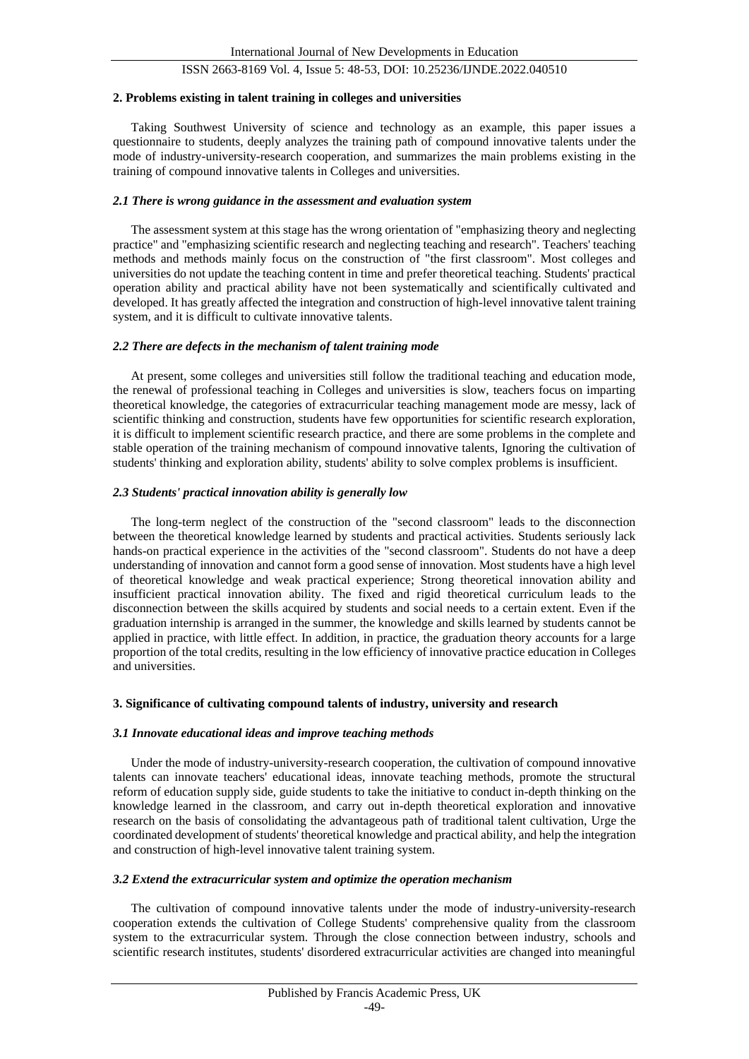## 2. Problems existing in talent training in colleges and universities

Taking Southwest University of science and technology as an example, this paper issues a questionnaire to students, deeply analyzes the training path of compound innovative talents under the mode of industry-university-research cooperation, and summarizes the main problems existing in the training of compound innovative talents in Colleges and universities.

### *2.1 There is wrong guidance in the assessment and evaluation system*

The assessment system at this stage has the wrong orientation of "emphasizing theory and neglecting practice" and "emphasizing scientific research and neglecting teaching and research". Teachers' teaching methods and methods mainly focus on the construction of "the first classroom". Most colleges and universities do not update the teaching content in time and prefer theoretical teaching. Students' practical operation ability and practical ability have not been systematically and scientifically cultivated and developed. It has greatly affected the integration and construction of high-level innovative talent training system, and it is difficult to cultivate innovative talents.

### *2.2 There are defects in the mechanism of talent training mode*

At present, some colleges and universities still follow the traditional teaching and education mode, the renewal of professional teaching in Colleges and universities is slow, teachers focus on imparting theoretical knowledge, the categories of extracurricular teaching management mode are messy, lack of scientific thinking and construction, students have few opportunities for scientific research exploration, it is difficult to implement scientific research practice, and there are some problems in the complete and stable operation of the training mechanism of compound innovative talents, Ignoring the cultivation of students' thinking and exploration ability, students' ability to solve complex problems is insufficient.

### *2.3 Students' practical innovation ability is generally low*

The long-term neglect of the construction of the "second classroom" leads to the disconnection between the theoretical knowledge learned by students and practical activities. Students seriously lack hands-on practical experience in the activities of the "second classroom". Students do not have a deep understanding of innovation and cannot form a good sense of innovation. Most students have a high level of theoretical knowledge and weak practical experience; Strong theoretical innovation ability and insufficient practical innovation ability. The fixed and rigid theoretical curriculum leads to the disconnection between the skills acquired by students and social needs to a certain extent. Even if the graduation internship is arranged in the summer, the knowledge and skills learned by students cannot be applied in practice, with little effect. In addition, in practice, the graduation theory accounts for a large proportion of the total credits, resulting in the low efficiency of innovative practice education in Colleges and universities.

## 3. Significance of cultivating compound talents of industry, university and research

### *3.1 Innovate educational ideas and improve teaching methods*

Under the mode of industry-university-research cooperation, the cultivation of compound innovative talents can innovate teachers' educational ideas, innovate teaching methods, promote the structural reform of education supply side, guide students to take the initiative to conduct in-depth thinking on the knowledge learned in the classroom, and carry out in-depth theoretical exploration and innovative research on the basis of consolidating the advantageous path of traditional talent cultivation, Urge the coordinated development of students' theoretical knowledge and practical ability, and help the integration and construction of high-level innovative talent training system.

### *3.2 Extend the extracurricular system and optimize the operation mechanism*

The cultivation of compound innovative talents under the mode of industry-university-research cooperation extends the cultivation of College Students' comprehensive quality from the classroom system to the extracurricular system. Through the close connection between industry, schools and scientific research institutes, students' disordered extracurricular activities are changed into meaningful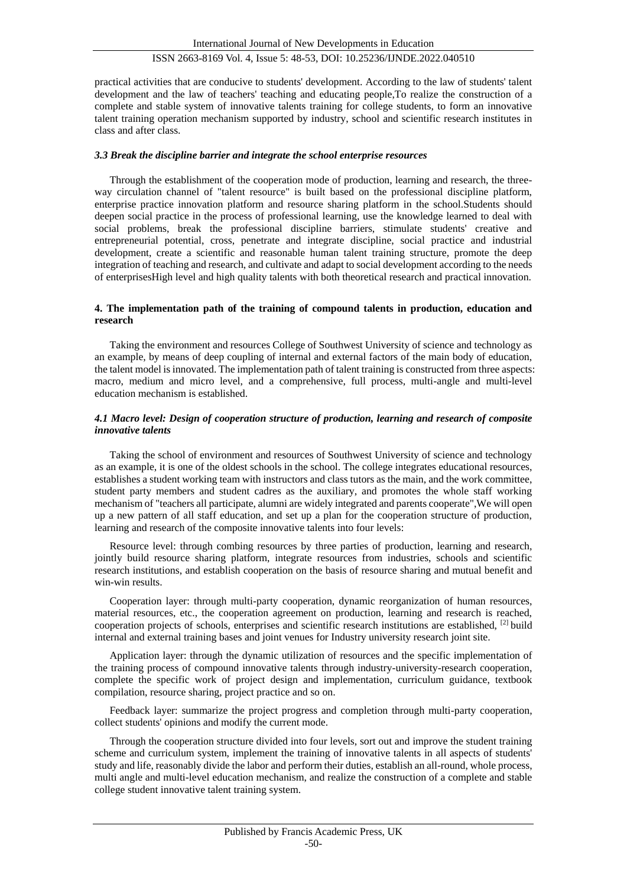practical activities that are conducive to students' development. According to the law of students' talent development and the law of teachers' teaching and educating people,To realize the construction of a complete and stable system of innovative talents training for college students, to form an innovative talent training operation mechanism supported by industry, school and scientific research institutes in class and after class.

### *3.3 Break the discipline barrier and integrate the school enterprise resources*

Through the establishment of the cooperation mode of production, learning and research, the three-way circulation channel of "talent resource" is built based on the professional discipline platform, enterprise practice innovation platform and resource sharing platform in the school.Students should deepen social practice in the process of professional learning, use the knowledge learned to deal with social problems, break the professional discipline barriers, stimulate students' creative and entrepreneurial potential, cross, penetrate and integrate discipline, social practice and industrial development, create a scientific and reasonable human talent training structure, promote the deep integration of teaching and research, and cultivate and adapt to social development according to the needs of enterprisesHigh level and high quality talents with both theoretical research and practical innovation.

## **4. The implementation path of the training of compound talents in production, education and research**

Taking the environment and resources College of Southwest University of science and technology as an example, by means of deep coupling of internal and external factors of the main body of education, the talent model is innovated. The implementation path of talent training is constructed from three aspects: macro, medium and micro level, and a comprehensive, full process, multi-angle and multi-level education mechanism is established.

### *4.1 Macro level: Design of cooperation structure of production, learning and research of composite innovative talents*

Taking the school of environment and resources of Southwest University of science and technology as an example, it is one of the oldest schools in the school. The college integrates educational resources, establishes a student working team with instructors and class tutors as the main, and the work committee, student party members and student cadres as the auxiliary, and promotes the whole staff working mechanism of "teachers all participate, alumni are widely integrated and parents cooperate",We will open up a new pattern of all staff education, and set up a plan for the cooperation structure of production, learning and research of the composite innovative talents into four levels:

Resource level: through combing resources by three parties of production, learning and research, jointly build resource sharing platform, integrate resources from industries, schools and scientific research institutions, and establish cooperation on the basis of resource sharing and mutual benefit and win-win results.

Cooperation layer: through multi-party cooperation, dynamic reorganization of human resources, material resources, etc., the cooperation agreement on production, learning and research is reached, cooperation projects of schools, enterprises and scientific research institutions are established, [2] build internal and external training bases and joint venues for Industry university research joint site.

Application layer: through the dynamic utilization of resources and the specific implementation of the training process of compound innovative talents through industry-university-research cooperation, complete the specific work of project design and implementation, curriculum guidance, textbook compilation, resource sharing, project practice and so on.

Feedback layer: summarize the project progress and completion through multi-party cooperation, collect students' opinions and modify the current mode.

Through the cooperation structure divided into four levels, sort out and improve the student training scheme and curriculum system, implement the training of innovative talents in all aspects of students' study and life, reasonably divide the labor and perform their duties, establish an all-round, whole process, multi angle and multi-level education mechanism, and realize the construction of a complete and stable college student innovative talent training system.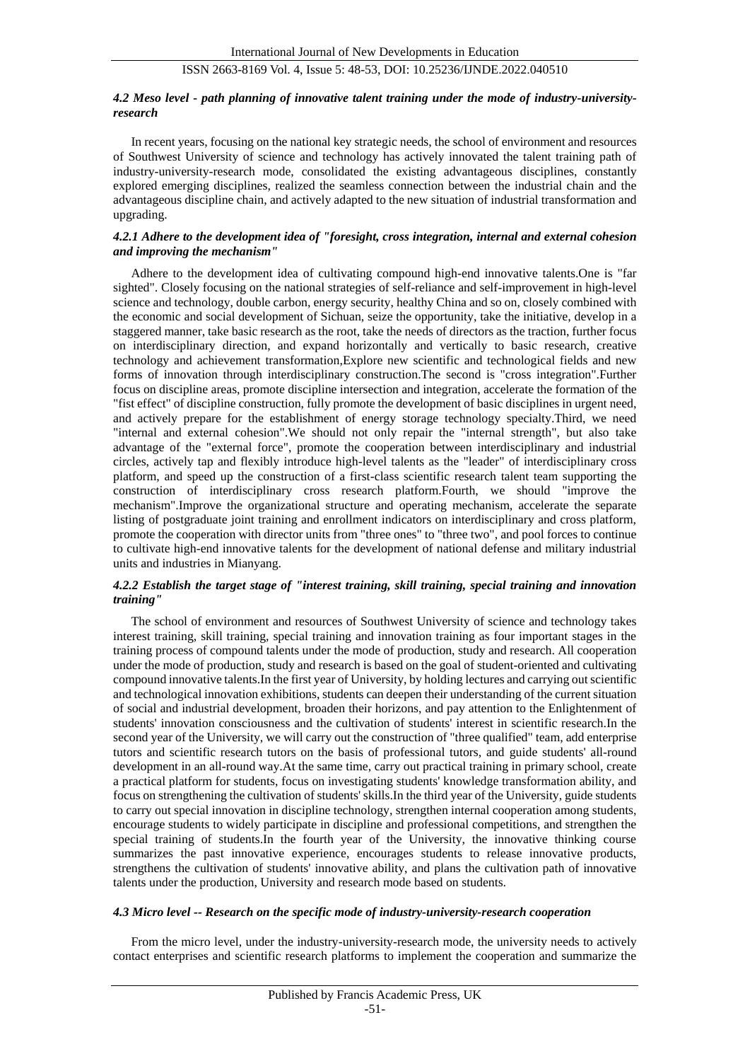#### *4.2 Meso level - path planning of innovative talent training under the mode of industry-university-research*

In recent years, focusing on the national key strategic needs, the school of environment and resources of Southwest University of science and technology has actively innovated the talent training path of industry-university-research mode, consolidated the existing advantageous disciplines, constantly explored emerging disciplines, realized the seamless connection between the industrial chain and the advantageous discipline chain, and actively adapted to the new situation of industrial transformation and upgrading.

#### *4.2.1 Adhere to the development idea of "foresight, cross integration, internal and external cohesion and improving the mechanism"*

Adhere to the development idea of cultivating compound high-end innovative talents.One is "far sighted". Closely focusing on the national strategies of self-reliance and self-improvement in high-level science and technology, double carbon, energy security, healthy China and so on, closely combined with the economic and social development of Sichuan, seize the opportunity, take the initiative, develop in a staggered manner, take basic research as the root, take the needs of directors as the traction, further focus on interdisciplinary direction, and expand horizontally and vertically to basic research, creative technology and achievement transformation,Explore new scientific and technological fields and new forms of innovation through interdisciplinary construction.The second is "cross integration".Further focus on discipline areas, promote discipline intersection and integration, accelerate the formation of the "fist effect" of discipline construction, fully promote the development of basic disciplines in urgent need, and actively prepare for the establishment of energy storage technology specialty.Third, we need "internal and external cohesion".We should not only repair the "internal strength", but also take advantage of the "external force", promote the cooperation between interdisciplinary and industrial circles, actively tap and flexibly introduce high-level talents as the "leader" of interdisciplinary cross platform, and speed up the construction of a first-class scientific research talent team supporting the construction of interdisciplinary cross research platform.Fourth, we should "improve the mechanism".Improve the organizational structure and operating mechanism, accelerate the separate listing of postgraduate joint training and enrollment indicators on interdisciplinary and cross platform, promote the cooperation with director units from "three ones" to "three two", and pool forces to continue to cultivate high-end innovative talents for the development of national defense and military industrial units and industries in Mianyang.

#### *4.2.2 Establish the target stage of "interest training, skill training, special training and innovation training"*

The school of environment and resources of Southwest University of science and technology takes interest training, skill training, special training and innovation training as four important stages in the training process of compound talents under the mode of production, study and research. All cooperation under the mode of production, study and research is based on the goal of student-oriented and cultivating compound innovative talents.In the first year of University, by holding lectures and carrying out scientific and technological innovation exhibitions, students can deepen their understanding of the current situation of social and industrial development, broaden their horizons, and pay attention to the Enlightenment of students' innovation consciousness and the cultivation of students' interest in scientific research.In the second year of the University, we will carry out the construction of "three qualified" team, add enterprise tutors and scientific research tutors on the basis of professional tutors, and guide students' all-round development in an all-round way.At the same time, carry out practical training in primary school, create a practical platform for students, focus on investigating students' knowledge transformation ability, and focus on strengthening the cultivation of students' skills.In the third year of the University, guide students to carry out special innovation in discipline technology, strengthen internal cooperation among students, encourage students to widely participate in discipline and professional competitions, and strengthen the special training of students.In the fourth year of the University, the innovative thinking course summarizes the past innovative experience, encourages students to release innovative products, strengthens the cultivation of students' innovative ability, and plans the cultivation path of innovative talents under the production, University and research mode based on students.

#### *4.3 Micro level -- Research on the specific mode of industry-university-research cooperation*

From the micro level, under the industry-university-research mode, the university needs to actively contact enterprises and scientific research platforms to implement the cooperation and summarize the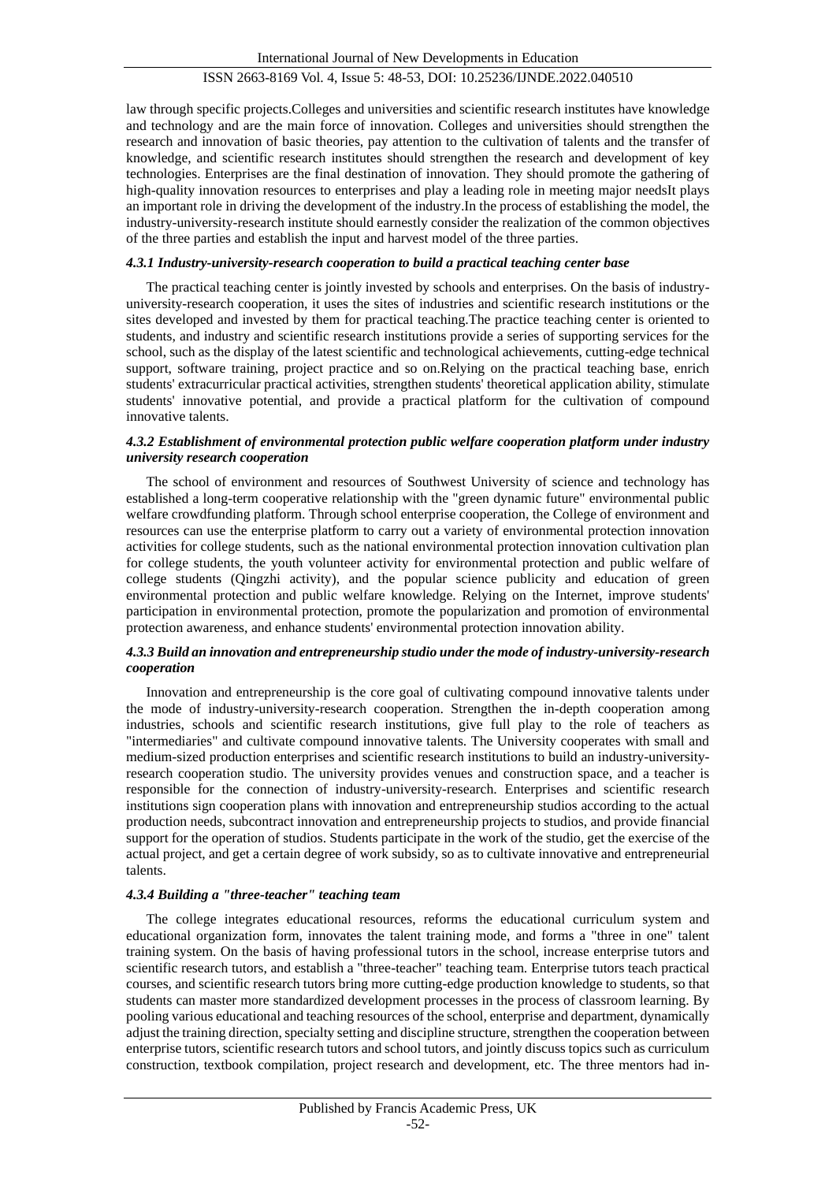law through specific projects.Colleges and universities and scientific research institutes have knowledge and technology and are the main force of innovation. Colleges and universities should strengthen the research and innovation of basic theories, pay attention to the cultivation of talents and the transfer of knowledge, and scientific research institutes should strengthen the research and development of key technologies. Enterprises are the final destination of innovation. They should promote the gathering of high-quality innovation resources to enterprises and play a leading role in meeting major needsIt plays an important role in driving the development of the industry.In the process of establishing the model, the industry-university-research institute should earnestly consider the realization of the common objectives of the three parties and establish the input and harvest model of the three parties.

#### *4.3.1 Industry-university-research cooperation to build a practical teaching center base*

The practical teaching center is jointly invested by schools and enterprises. On the basis of industry-university-research cooperation, it uses the sites of industries and scientific research institutions or the sites developed and invested by them for practical teaching.The practice teaching center is oriented to students, and industry and scientific research institutions provide a series of supporting services for the school, such as the display of the latest scientific and technological achievements, cutting-edge technical support, software training, project practice and so on.Relying on the practical teaching base, enrich students' extracurricular practical activities, strengthen students' theoretical application ability, stimulate students' innovative potential, and provide a practical platform for the cultivation of compound innovative talents.

#### *4.3.2 Establishment of environmental protection public welfare cooperation platform under industry university research cooperation*

The school of environment and resources of Southwest University of science and technology has established a long-term cooperative relationship with the "green dynamic future" environmental public welfare crowdfunding platform. Through school enterprise cooperation, the College of environment and resources can use the enterprise platform to carry out a variety of environmental protection innovation activities for college students, such as the national environmental protection innovation cultivation plan for college students, the youth volunteer activity for environmental protection and public welfare of college students (Qingzhi activity), and the popular science publicity and education of green environmental protection and public welfare knowledge. Relying on the Internet, improve students' participation in environmental protection, promote the popularization and promotion of environmental protection awareness, and enhance students' environmental protection innovation ability.

#### *4.3.3 Build an innovation and entrepreneurship studio under the mode of industry-university-research cooperation*

Innovation and entrepreneurship is the core goal of cultivating compound innovative talents under the mode of industry-university-research cooperation. Strengthen the in-depth cooperation among industries, schools and scientific research institutions, give full play to the role of teachers as "intermediaries" and cultivate compound innovative talents. The University cooperates with small and medium-sized production enterprises and scientific research institutions to build an industry-university-research cooperation studio. The university provides venues and construction space, and a teacher is responsible for the connection of industry-university-research. Enterprises and scientific research institutions sign cooperation plans with innovation and entrepreneurship studios according to the actual production needs, subcontract innovation and entrepreneurship projects to studios, and provide financial support for the operation of studios. Students participate in the work of the studio, get the exercise of the actual project, and get a certain degree of work subsidy, so as to cultivate innovative and entrepreneurial talents.

#### *4.3.4 Building a "three-teacher" teaching team*

The college integrates educational resources, reforms the educational curriculum system and educational organization form, innovates the talent training mode, and forms a "three in one" talent training system. On the basis of having professional tutors in the school, increase enterprise tutors and scientific research tutors, and establish a "three-teacher" teaching team. Enterprise tutors teach practical courses, and scientific research tutors bring more cutting-edge production knowledge to students, so that students can master more standardized development processes in the process of classroom learning. By pooling various educational and teaching resources of the school, enterprise and department, dynamically adjust the training direction, specialty setting and discipline structure, strengthen the cooperation between enterprise tutors, scientific research tutors and school tutors, and jointly discuss topics such as curriculum construction, textbook compilation, project research and development, etc. The three mentors had in-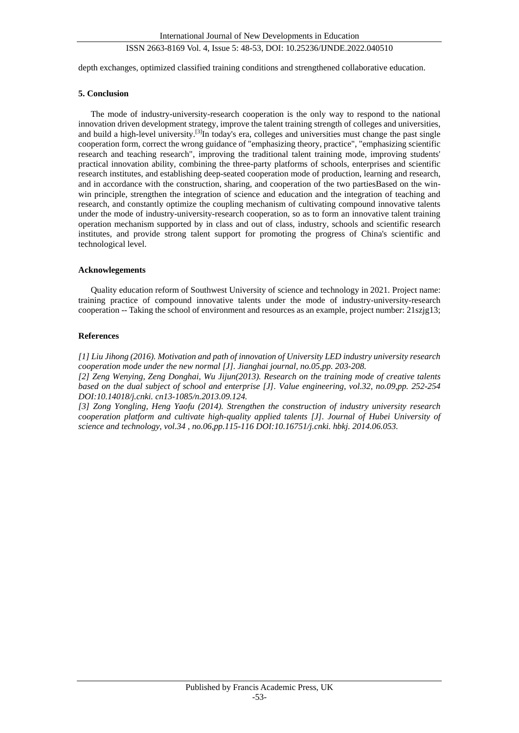depth exchanges, optimized classified training conditions and strengthened collaborative education.

## 5. Conclusion

The mode of industry-university-research cooperation is the only way to respond to the national innovation driven development strategy, improve the talent training strength of colleges and universities, and build a high-level university.[3]In today's era, colleges and universities must change the past single cooperation form, correct the wrong guidance of "emphasizing theory, practice", "emphasizing scientific research and teaching research", improving the traditional talent training mode, improving students' practical innovation ability, combining the three-party platforms of schools, enterprises and scientific research institutes, and establishing deep-seated cooperation mode of production, learning and research, and in accordance with the construction, sharing, and cooperation of the two partiesBased on the win-win principle, strengthen the integration of science and education and the integration of teaching and research, and constantly optimize the coupling mechanism of cultivating compound innovative talents under the mode of industry-university-research cooperation, so as to form an innovative talent training operation mechanism supported by in class and out of class, industry, schools and scientific research institutes, and provide strong talent support for promoting the progress of China's scientific and technological level.

## Acknowlegements

Quality education reform of Southwest University of science and technology in 2021. Project name: training practice of compound innovative talents under the mode of industry-university-research cooperation -- Taking the school of environment and resources as an example, project number: 21szjg13;

## References

*[1] Liu Jihong (2016). Motivation and path of innovation of University LED industry university research cooperation mode under the new normal [J]. Jianghai journal, no.05,pp. 203-208.*

*[2] Zeng Wenying, Zeng Donghai, Wu Jijun(2013). Research on the training mode of creative talents based on the dual subject of school and enterprise [J]. Value engineering, vol.32, no.09,pp. 252-254 DOI:10.14018/j.cnki. cn13-1085/n.2013.09.124.*

*[3] Zong Yongling, Heng Yaofu (2014). Strengthen the construction of industry university research cooperation platform and cultivate high-quality applied talents [J]. Journal of Hubei University of science and technology, vol.34 , no.06,pp.115-116 DOI:10.16751/j.cnki. hbkj. 2014.06.053.*